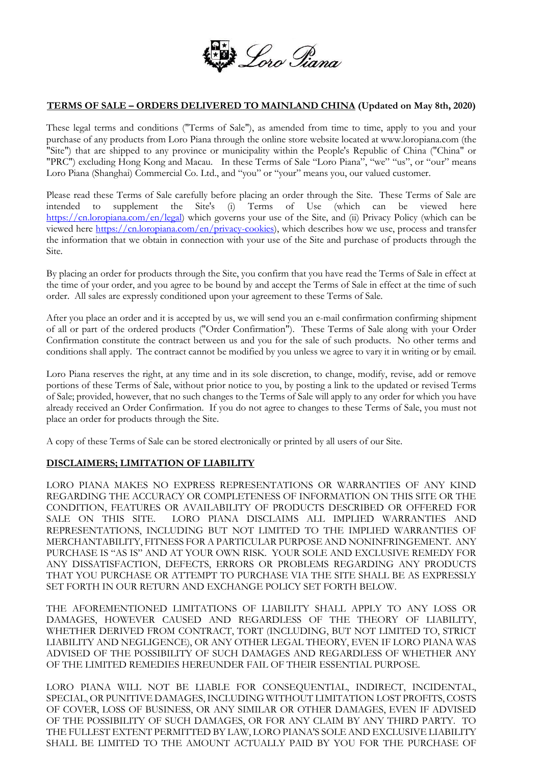## TERMS OF SALE – ORDERS DELIVERED TO MAINLAND CHINA (Updated on May 8th, 2020)

These legal terms and conditions ("Terms of Sale"), as amended from time to time, apply to you and your purchase of any products from Loro Piana through the online store website located at www.loropiana.com (the "Site") that are shipped to any province or municipality within the People's Republic of China ("China" or "PRC") excluding Hong Kong and Macau. In these Terms of Sale "Loro Piana", "we" "us", or "our" means Loro Piana (Shanghai) Commercial Co. Ltd., and "you" or "your" means you, our valued customer.

Please read these Terms of Sale carefully before placing an order through the Site. These Terms of Sale are intended to supplement the Site's (i) Terms of Use (which can be viewed here https://cn.loropiana.com/en/legal) which governs your use of the Site, and (ii) Privacy Policy (which can be viewed here https://cn.loropiana.com/en/privacy-cookies), which describes how we use, process and transfer the information that we obtain in connection with your use of the Site and purchase of products through the Site.

By placing an order for products through the Site, you confirm that you have read the Terms of Sale in effect at the time of your order, and you agree to be bound by and accept the Terms of Sale in effect at the time of such order. All sales are expressly conditioned upon your agreement to these Terms of Sale.

After you place an order and it is accepted by us, we will send you an e-mail confirmation confirming shipment of all or part of the ordered products ("Order Confirmation"). These Terms of Sale along with your Order Confirmation constitute the contract between us and you for the sale of such products. No other terms and conditions shall apply. The contract cannot be modified by you unless we agree to vary it in writing or by email.

Loro Piana reserves the right, at any time and in its sole discretion, to change, modify, revise, add or remove portions of these Terms of Sale, without prior notice to you, by posting a link to the updated or revised Terms of Sale; provided, however, that no such changes to the Terms of Sale will apply to any order for which you have already received an Order Confirmation. If you do not agree to changes to these Terms of Sale, you must not place an order for products through the Site.

A copy of these Terms of Sale can be stored electronically or printed by all users of our Site.

## DISCLAIMERS; LIMITATION OF LIABILITY

LORO PIANA MAKES NO EXPRESS REPRESENTATIONS OR WARRANTIES OF ANY KIND REGARDING THE ACCURACY OR COMPLETENESS OF INFORMATION ON THIS SITE OR THE CONDITION, FEATURES OR AVAILABILITY OF PRODUCTS DESCRIBED OR OFFERED FOR SALE ON THIS SITE. LORO PIANA DISCLAIMS ALL IMPLIED WARRANTIES AND REPRESENTATIONS, INCLUDING BUT NOT LIMITED TO THE IMPLIED WARRANTIES OF MERCHANTABILITY, FITNESS FOR A PARTICULAR PURPOSE AND NONINFRINGEMENT. ANY PURCHASE IS "AS IS" AND AT YOUR OWN RISK. YOUR SOLE AND EXCLUSIVE REMEDY FOR ANY DISSATISFACTION, DEFECTS, ERRORS OR PROBLEMS REGARDING ANY PRODUCTS THAT YOU PURCHASE OR ATTEMPT TO PURCHASE VIA THE SITE SHALL BE AS EXPRESSLY SET FORTH IN OUR RETURN AND EXCHANGE POLICY SET FORTH BELOW.

THE AFOREMENTIONED LIMITATIONS OF LIABILITY SHALL APPLY TO ANY LOSS OR DAMAGES, HOWEVER CAUSED AND REGARDLESS OF THE THEORY OF LIABILITY, WHETHER DERIVED FROM CONTRACT, TORT (INCLUDING, BUT NOT LIMITED TO, STRICT LIABILITY AND NEGLIGENCE), OR ANY OTHER LEGAL THEORY, EVEN IF LORO PIANA WAS ADVISED OF THE POSSIBILITY OF SUCH DAMAGES AND REGARDLESS OF WHETHER ANY OF THE LIMITED REMEDIES HEREUNDER FAIL OF THEIR ESSENTIAL PURPOSE.

LORO PIANA WILL NOT BE LIABLE FOR CONSEQUENTIAL, INDIRECT, INCIDENTAL, SPECIAL, OR PUNITIVE DAMAGES, INCLUDING WITHOUT LIMITATION LOST PROFITS, COSTS OF COVER, LOSS OF BUSINESS, OR ANY SIMILAR OR OTHER DAMAGES, EVEN IF ADVISED OF THE POSSIBILITY OF SUCH DAMAGES, OR FOR ANY CLAIM BY ANY THIRD PARTY. TO THE FULLEST EXTENT PERMITTED BY LAW, LORO PIANA'S SOLE AND EXCLUSIVE LIABILITY SHALL BE LIMITED TO THE AMOUNT ACTUALLY PAID BY YOU FOR THE PURCHASE OF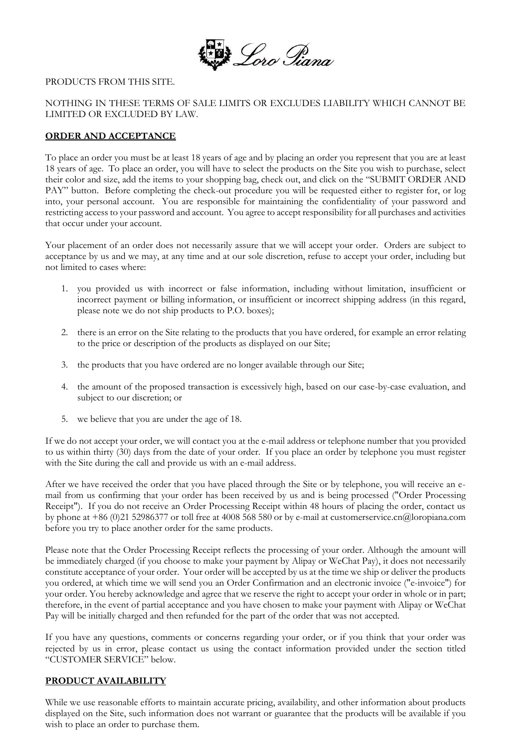PRODUCTS FROM THIS SITE.

NOTHING IN THESE TERMS OF SALE LIMITS OR EXCLUDES LIABILITY WHICH CANNOT BE LIMITED OR EXCLUDED BY LAW.

## ORDER AND ACCEPTANCE

To place an order you must be at least 18 years of age and by placing an order you represent that you are at least 18 years of age. To place an order, you will have to select the products on the Site you wish to purchase, select their color and size, add the items to your shopping bag, check out, and click on the "SUBMIT ORDER AND PAY" button. Before completing the check-out procedure you will be requested either to register for, or log into, your personal account. You are responsible for maintaining the confidentiality of your password and restricting access to your password and account. You agree to accept responsibility for all purchases and activities that occur under your account.

Your placement of an order does not necessarily assure that we will accept your order. Orders are subject to acceptance by us and we may, at any time and at our sole discretion, refuse to accept your order, including but not limited to cases where:

1. you provided us with incorrect or false information, including without limitation, insufficient or incorrect payment or billing information, or insufficient or incorrect shipping address (in this regard, please note we do not ship products to P.O. boxes);
2. there is an error on the Site relating to the products that you have ordered, for example an error relating to the price or description of the products as displayed on our Site;
3. the products that you have ordered are no longer available through our Site;
4. the amount of the proposed transaction is excessively high, based on our case-by-case evaluation, and subject to our discretion; or
5. we believe that you are under the age of 18.

If we do not accept your order, we will contact you at the e-mail address or telephone number that you provided to us within thirty (30) days from the date of your order. If you place an order by telephone you must register with the Site during the call and provide us with an e-mail address.

After we have received the order that you have placed through the Site or by telephone, you will receive an e-mail from us confirming that your order has been received by us and is being processed ("Order Processing Receipt"). If you do not receive an Order Processing Receipt within 48 hours of placing the order, contact us by phone at +86 (0)21 52986377 or toll free at 4008 568 580 or by e-mail at customerservice.cn@loropiana.com before you try to place another order for the same products.

Please note that the Order Processing Receipt reflects the processing of your order. Although the amount will be immediately charged (if you choose to make your payment by Alipay or WeChat Pay), it does not necessarily constitute acceptance of your order. Your order will be accepted by us at the time we ship or deliver the products you ordered, at which time we will send you an Order Confirmation and an electronic invoice ("e-invoice") for your order. You hereby acknowledge and agree that we reserve the right to accept your order in whole or in part; therefore, in the event of partial acceptance and you have chosen to make your payment with Alipay or WeChat Pay will be initially charged and then refunded for the part of the order that was not accepted.

If you have any questions, comments or concerns regarding your order, or if you think that your order was rejected by us in error, please contact us using the contact information provided under the section titled "CUSTOMER SERVICE" below.

## PRODUCT AVAILABILITY

While we use reasonable efforts to maintain accurate pricing, availability, and other information about products displayed on the Site, such information does not warrant or guarantee that the products will be available if you wish to place an order to purchase them.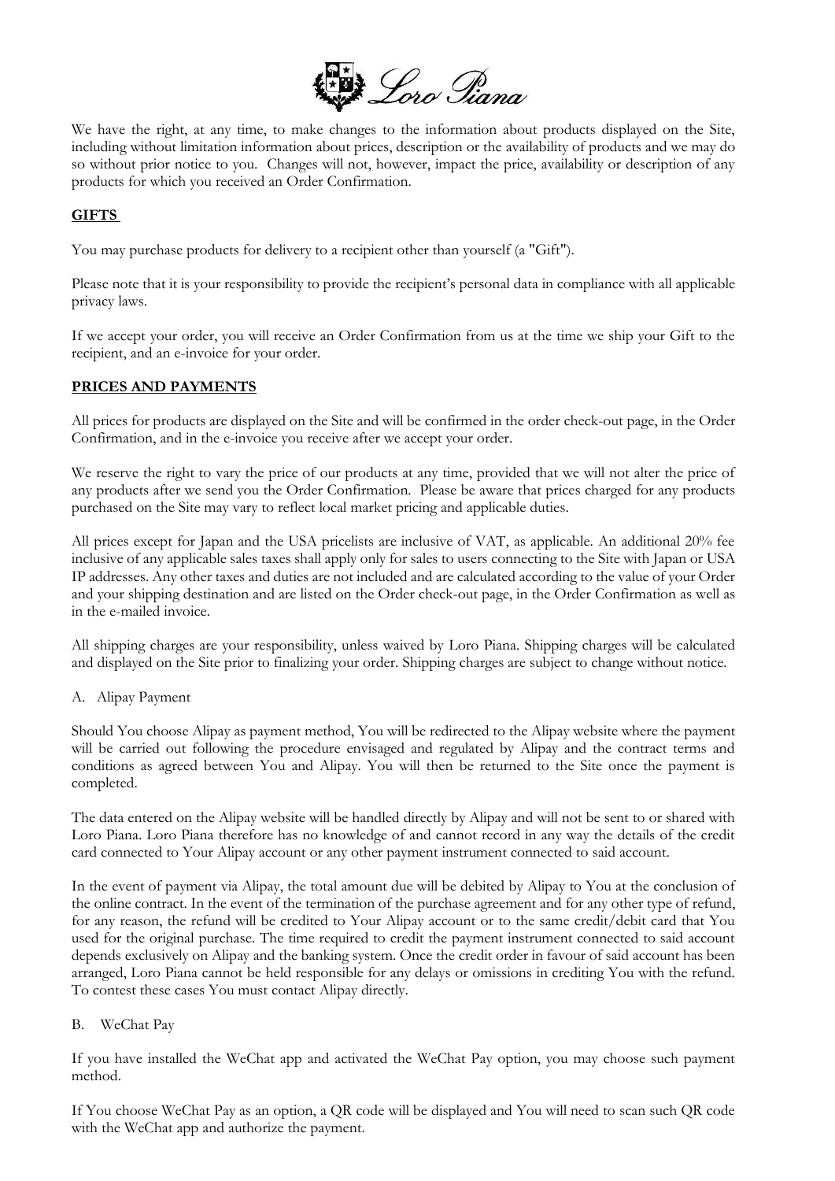We have the right, at any time, to make changes to the information about products displayed on the Site, including without limitation information about prices, description or the availability of products and we may do so without prior notice to you. Changes will not, however, impact the price, availability or description of any products for which you received an Order Confirmation.

## GIFTS

You may purchase products for delivery to a recipient other than yourself (a "Gift").

Please note that it is your responsibility to provide the recipient's personal data in compliance with all applicable privacy laws.

If we accept your order, you will receive an Order Confirmation from us at the time we ship your Gift to the recipient, and an e-invoice for your order.

## PRICES AND PAYMENTS

All prices for products are displayed on the Site and will be confirmed in the order check-out page, in the Order Confirmation, and in the e-invoice you receive after we accept your order.

We reserve the right to vary the price of our products at any time, provided that we will not alter the price of any products after we send you the Order Confirmation. Please be aware that prices charged for any products purchased on the Site may vary to reflect local market pricing and applicable duties.

All prices except for Japan and the USA pricelists are inclusive of VAT, as applicable. An additional 20% fee inclusive of any applicable sales taxes shall apply only for sales to users connecting to the Site with Japan or USA IP addresses. Any other taxes and duties are not included and are calculated according to the value of your Order and your shipping destination and are listed on the Order check-out page, in the Order Confirmation as well as in the e-mailed invoice.

All shipping charges are your responsibility, unless waived by Loro Piana. Shipping charges will be calculated and displayed on the Site prior to finalizing your order. Shipping charges are subject to change without notice.

A. Alipay Payment

Should You choose Alipay as payment method, You will be redirected to the Alipay website where the payment will be carried out following the procedure envisaged and regulated by Alipay and the contract terms and conditions as agreed between You and Alipay. You will then be returned to the Site once the payment is completed.

The data entered on the Alipay website will be handled directly by Alipay and will not be sent to or shared with Loro Piana. Loro Piana therefore has no knowledge of and cannot record in any way the details of the credit card connected to Your Alipay account or any other payment instrument connected to said account.

In the event of payment via Alipay, the total amount due will be debited by Alipay to You at the conclusion of the online contract. In the event of the termination of the purchase agreement and for any other type of refund, for any reason, the refund will be credited to Your Alipay account or to the same credit/debit card that You used for the original purchase. The time required to credit the payment instrument connected to said account depends exclusively on Alipay and the banking system. Once the credit order in favour of said account has been arranged, Loro Piana cannot be held responsible for any delays or omissions in crediting You with the refund. To contest these cases You must contact Alipay directly.

B. WeChat Pay

If you have installed the WeChat app and activated the WeChat Pay option, you may choose such payment method.

If You choose WeChat Pay as an option, a QR code will be displayed and You will need to scan such QR code with the WeChat app and authorize the payment.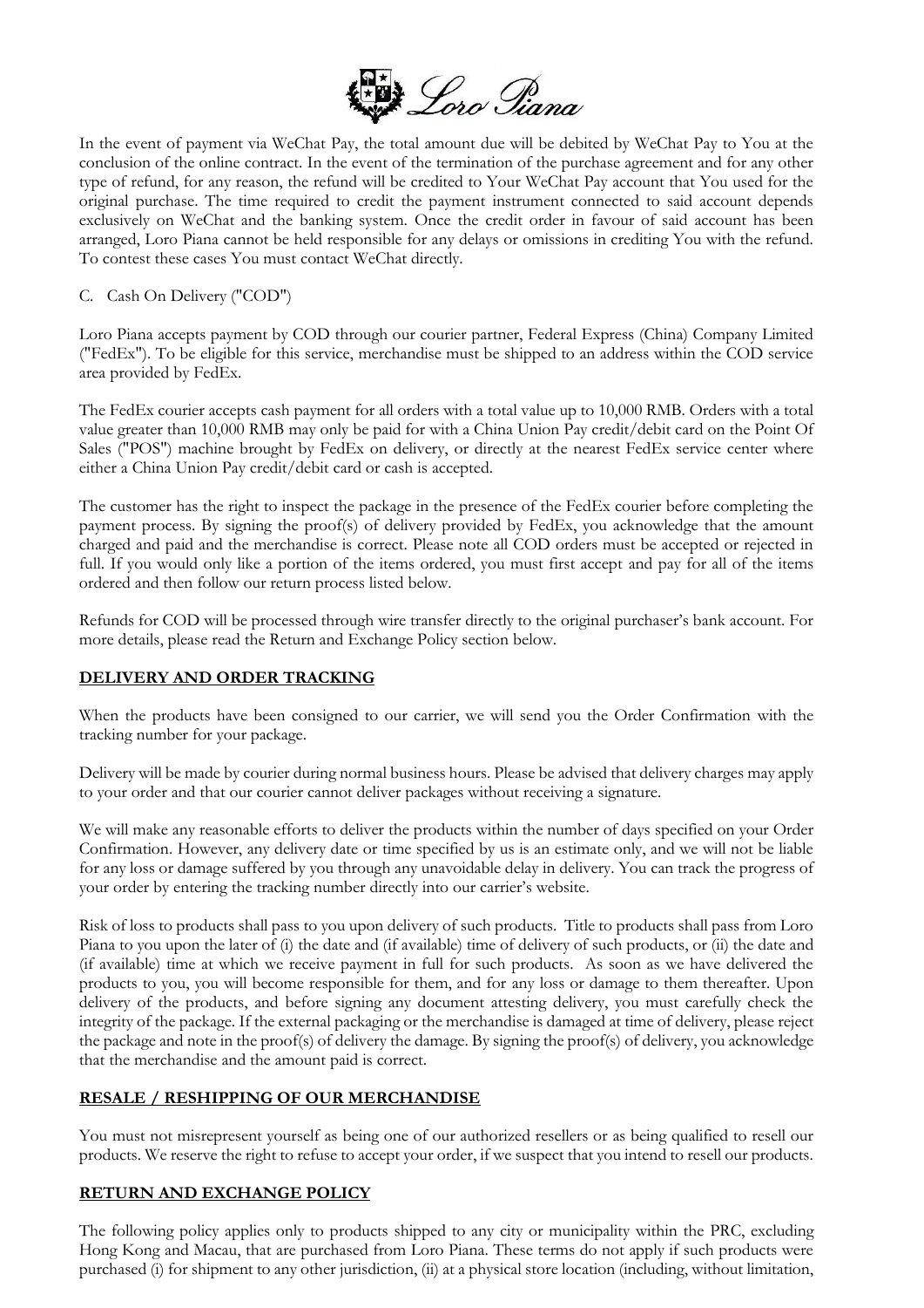In the event of payment via WeChat Pay, the total amount due will be debited by WeChat Pay to You at the conclusion of the online contract. In the event of the termination of the purchase agreement and for any other type of refund, for any reason, the refund will be credited to Your WeChat Pay account that You used for the original purchase. The time required to credit the payment instrument connected to said account depends exclusively on WeChat and the banking system. Once the credit order in favour of said account has been arranged, Loro Piana cannot be held responsible for any delays or omissions in crediting You with the refund. To contest these cases You must contact WeChat directly.

C. Cash On Delivery ("COD")

Loro Piana accepts payment by COD through our courier partner, Federal Express (China) Company Limited ("FedEx"). To be eligible for this service, merchandise must be shipped to an address within the COD service area provided by FedEx.

The FedEx courier accepts cash payment for all orders with a total value up to 10,000 RMB. Orders with a total value greater than 10,000 RMB may only be paid for with a China Union Pay credit/debit card on the Point Of Sales ("POS") machine brought by FedEx on delivery, or directly at the nearest FedEx service center where either a China Union Pay credit/debit card or cash is accepted.

The customer has the right to inspect the package in the presence of the FedEx courier before completing the payment process. By signing the proof(s) of delivery provided by FedEx, you acknowledge that the amount charged and paid and the merchandise is correct. Please note all COD orders must be accepted or rejected in full. If you would only like a portion of the items ordered, you must first accept and pay for all of the items ordered and then follow our return process listed below.

Refunds for COD will be processed through wire transfer directly to the original purchaser's bank account. For more details, please read the Return and Exchange Policy section below.

## DELIVERY AND ORDER TRACKING

When the products have been consigned to our carrier, we will send you the Order Confirmation with the tracking number for your package.

Delivery will be made by courier during normal business hours. Please be advised that delivery charges may apply to your order and that our courier cannot deliver packages without receiving a signature.

We will make any reasonable efforts to deliver the products within the number of days specified on your Order Confirmation. However, any delivery date or time specified by us is an estimate only, and we will not be liable for any loss or damage suffered by you through any unavoidable delay in delivery. You can track the progress of your order by entering the tracking number directly into our carrier's website.

Risk of loss to products shall pass to you upon delivery of such products. Title to products shall pass from Loro Piana to you upon the later of (i) the date and (if available) time of delivery of such products, or (ii) the date and (if available) time at which we receive payment in full for such products. As soon as we have delivered the products to you, you will become responsible for them, and for any loss or damage to them thereafter. Upon delivery of the products, and before signing any document attesting delivery, you must carefully check the integrity of the package. If the external packaging or the merchandise is damaged at time of delivery, please reject the package and note in the proof(s) of delivery the damage. By signing the proof(s) of delivery, you acknowledge that the merchandise and the amount paid is correct.

## RESALE / RESHIPPING OF OUR MERCHANDISE

You must not misrepresent yourself as being one of our authorized resellers or as being qualified to resell our products. We reserve the right to refuse to accept your order, if we suspect that you intend to resell our products.

## RETURN AND EXCHANGE POLICY

The following policy applies only to products shipped to any city or municipality within the PRC, excluding Hong Kong and Macau, that are purchased from Loro Piana. These terms do not apply if such products were purchased (i) for shipment to any other jurisdiction, (ii) at a physical store location (including, without limitation,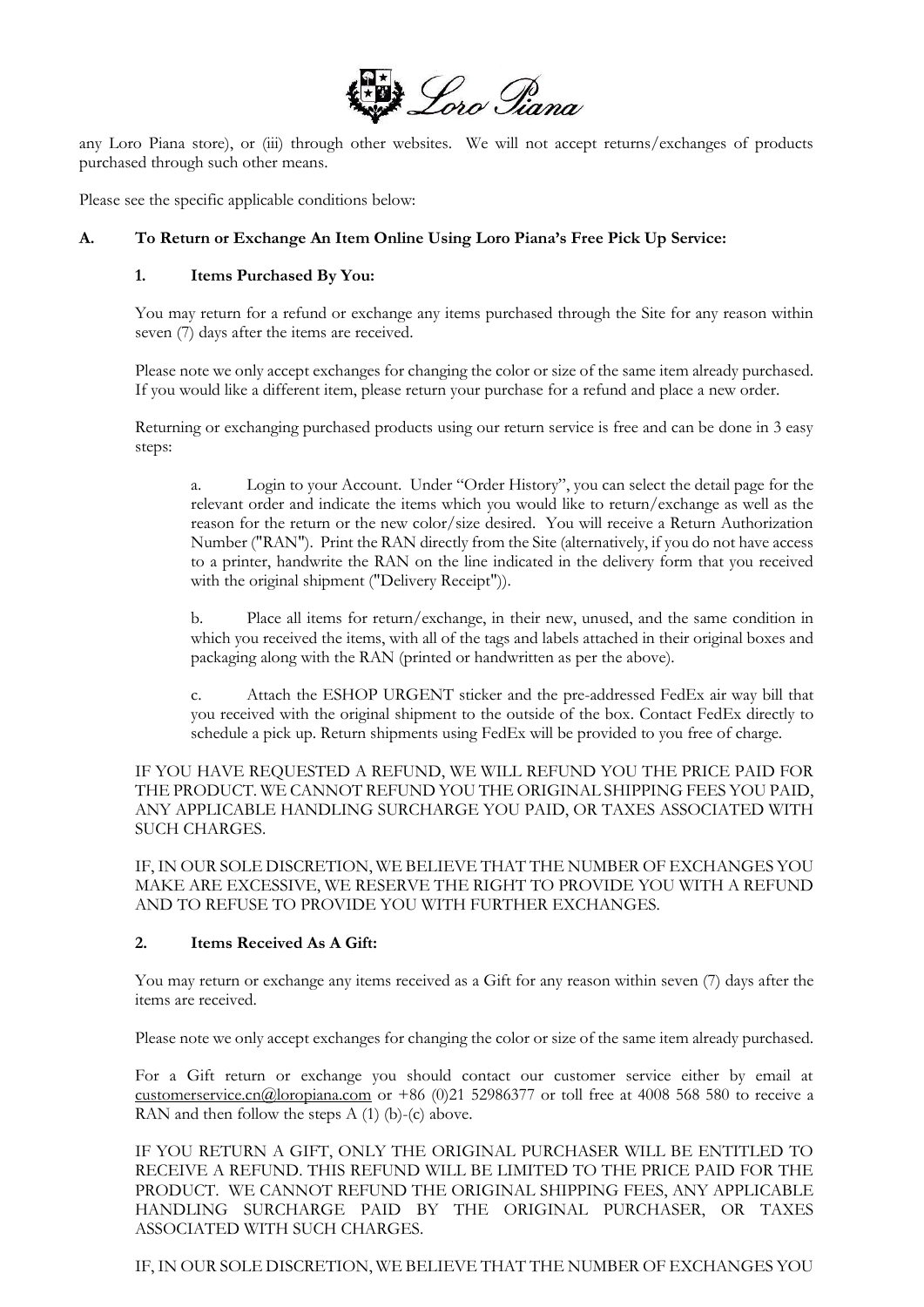any Loro Piana store), or (iii) through other websites. We will not accept returns/exchanges of products purchased through such other means.

Please see the specific applicable conditions below:

### A. To Return or Exchange An Item Online Using Loro Piana's Free Pick Up Service:

#### 1. Items Purchased By You:

You may return for a refund or exchange any items purchased through the Site for any reason within seven (7) days after the items are received.

Please note we only accept exchanges for changing the color or size of the same item already purchased. If you would like a different item, please return your purchase for a refund and place a new order.

Returning or exchanging purchased products using our return service is free and can be done in 3 easy steps:

a. Login to your Account. Under "Order History", you can select the detail page for the relevant order and indicate the items which you would like to return/exchange as well as the reason for the return or the new color/size desired. You will receive a Return Authorization Number ("RAN"). Print the RAN directly from the Site (alternatively, if you do not have access to a printer, handwrite the RAN on the line indicated in the delivery form that you received with the original shipment ("Delivery Receipt")).

b. Place all items for return/exchange, in their new, unused, and the same condition in which you received the items, with all of the tags and labels attached in their original boxes and packaging along with the RAN (printed or handwritten as per the above).

c. Attach the ESHOP URGENT sticker and the pre-addressed FedEx air way bill that you received with the original shipment to the outside of the box. Contact FedEx directly to schedule a pick up. Return shipments using FedEx will be provided to you free of charge.

IF YOU HAVE REQUESTED A REFUND, WE WILL REFUND YOU THE PRICE PAID FOR THE PRODUCT. WE CANNOT REFUND YOU THE ORIGINAL SHIPPING FEES YOU PAID, ANY APPLICABLE HANDLING SURCHARGE YOU PAID, OR TAXES ASSOCIATED WITH SUCH CHARGES.

IF, IN OUR SOLE DISCRETION, WE BELIEVE THAT THE NUMBER OF EXCHANGES YOU MAKE ARE EXCESSIVE, WE RESERVE THE RIGHT TO PROVIDE YOU WITH A REFUND AND TO REFUSE TO PROVIDE YOU WITH FURTHER EXCHANGES.

#### 2. Items Received As A Gift:

You may return or exchange any items received as a Gift for any reason within seven (7) days after the items are received.

Please note we only accept exchanges for changing the color or size of the same item already purchased.

For a Gift return or exchange you should contact our customer service either by email at customerservice.cn@loropiana.com or +86 (0)21 52986377 or toll free at 4008 568 580 to receive a RAN and then follow the steps A (1) (b)-(c) above.

IF YOU RETURN A GIFT, ONLY THE ORIGINAL PURCHASER WILL BE ENTITLED TO RECEIVE A REFUND. THIS REFUND WILL BE LIMITED TO THE PRICE PAID FOR THE PRODUCT. WE CANNOT REFUND THE ORIGINAL SHIPPING FEES, ANY APPLICABLE HANDLING SURCHARGE PAID BY THE ORIGINAL PURCHASER, OR TAXES ASSOCIATED WITH SUCH CHARGES.

IF, IN OUR SOLE DISCRETION, WE BELIEVE THAT THE NUMBER OF EXCHANGES YOU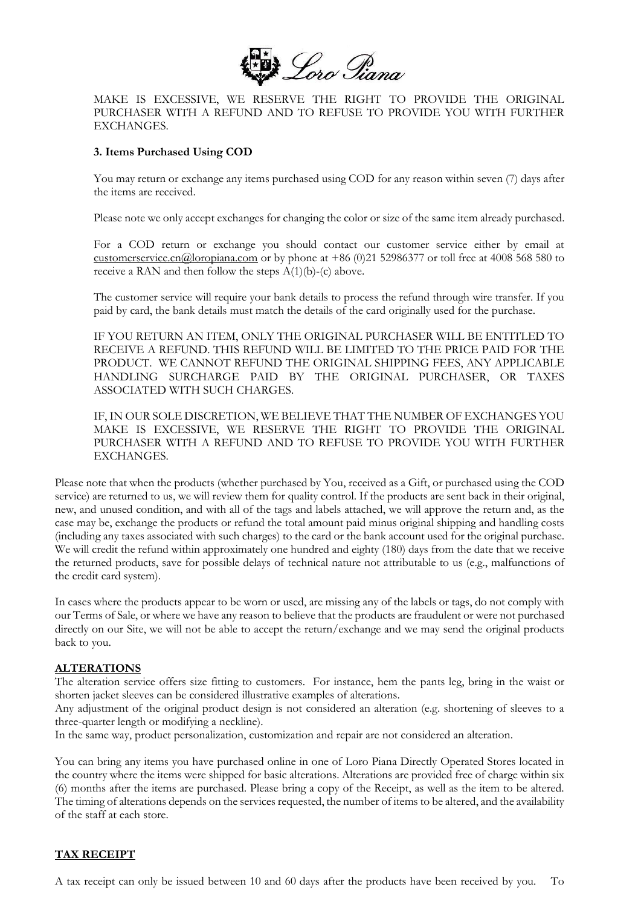MAKE IS EXCESSIVE, WE RESERVE THE RIGHT TO PROVIDE THE ORIGINAL PURCHASER WITH A REFUND AND TO REFUSE TO PROVIDE YOU WITH FURTHER EXCHANGES.

**3. Items Purchased Using COD**

You may return or exchange any items purchased using COD for any reason within seven (7) days after the items are received.

Please note we only accept exchanges for changing the color or size of the same item already purchased.

For a COD return or exchange you should contact our customer service either by email at customerservice.cn@loropiana.com or by phone at +86 (0)21 52986377 or toll free at 4008 568 580 to receive a RAN and then follow the steps A(1)(b)-(c) above.

The customer service will require your bank details to process the refund through wire transfer. If you paid by card, the bank details must match the details of the card originally used for the purchase.

IF YOU RETURN AN ITEM, ONLY THE ORIGINAL PURCHASER WILL BE ENTITLED TO RECEIVE A REFUND. THIS REFUND WILL BE LIMITED TO THE PRICE PAID FOR THE PRODUCT. WE CANNOT REFUND THE ORIGINAL SHIPPING FEES, ANY APPLICABLE HANDLING SURCHARGE PAID BY THE ORIGINAL PURCHASER, OR TAXES ASSOCIATED WITH SUCH CHARGES.

IF, IN OUR SOLE DISCRETION, WE BELIEVE THAT THE NUMBER OF EXCHANGES YOU MAKE IS EXCESSIVE, WE RESERVE THE RIGHT TO PROVIDE THE ORIGINAL PURCHASER WITH A REFUND AND TO REFUSE TO PROVIDE YOU WITH FURTHER EXCHANGES.

Please note that when the products (whether purchased by You, received as a Gift, or purchased using the COD service) are returned to us, we will review them for quality control. If the products are sent back in their original, new, and unused condition, and with all of the tags and labels attached, we will approve the return and, as the case may be, exchange the products or refund the total amount paid minus original shipping and handling costs (including any taxes associated with such charges) to the card or the bank account used for the original purchase. We will credit the refund within approximately one hundred and eighty (180) days from the date that we receive the returned products, save for possible delays of technical nature not attributable to us (e.g., malfunctions of the credit card system).

In cases where the products appear to be worn or used, are missing any of the labels or tags, do not comply with our Terms of Sale, or where we have any reason to believe that the products are fraudulent or were not purchased directly on our Site, we will not be able to accept the return/exchange and we may send the original products back to you.

## ALTERATIONS

The alteration service offers size fitting to customers. For instance, hem the pants leg, bring in the waist or shorten jacket sleeves can be considered illustrative examples of alterations.
Any adjustment of the original product design is not considered an alteration (e.g. shortening of sleeves to a three-quarter length or modifying a neckline).
In the same way, product personalization, customization and repair are not considered an alteration.

You can bring any items you have purchased online in one of Loro Piana Directly Operated Stores located in the country where the items were shipped for basic alterations. Alterations are provided free of charge within six (6) months after the items are purchased. Please bring a copy of the Receipt, as well as the item to be altered. The timing of alterations depends on the services requested, the number of items to be altered, and the availability of the staff at each store.

## TAX RECEIPT

A tax receipt can only be issued between 10 and 60 days after the products have been received by you. To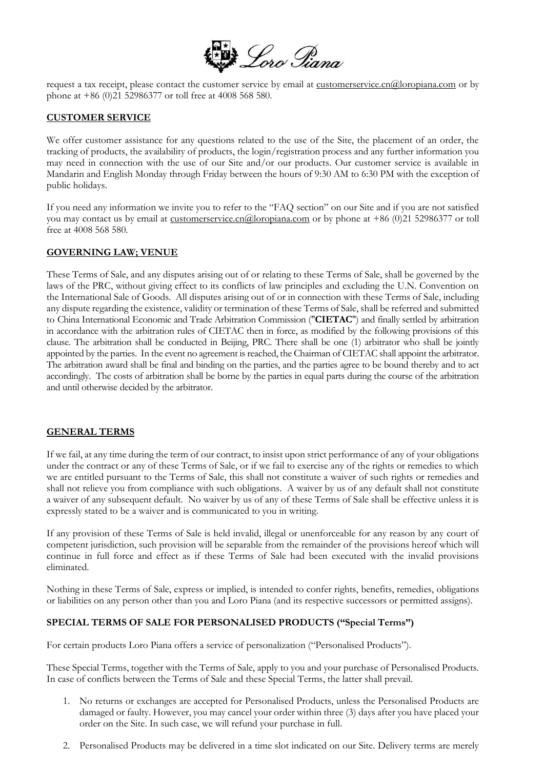request a tax receipt, please contact the customer service by email at customerservice.cn@loropiana.com or by phone at +86 (0)21 52986377 or toll free at 4008 568 580.

## CUSTOMER SERVICE

We offer customer assistance for any questions related to the use of the Site, the placement of an order, the tracking of products, the availability of products, the login/registration process and any further information you may need in connection with the use of our Site and/or our products. Our customer service is available in Mandarin and English Monday through Friday between the hours of 9:30 AM to 6:30 PM with the exception of public holidays.

If you need any information we invite you to refer to the "FAQ section" on our Site and if you are not satisfied you may contact us by email at customerservice.cn@loropiana.com or by phone at +86 (0)21 52986377 or toll free at 4008 568 580.

## GOVERNING LAW; VENUE

These Terms of Sale, and any disputes arising out of or relating to these Terms of Sale, shall be governed by the laws of the PRC, without giving effect to its conflicts of law principles and excluding the U.N. Convention on the International Sale of Goods. All disputes arising out of or in connection with these Terms of Sale, including any dispute regarding the existence, validity or termination of these Terms of Sale, shall be referred and submitted to China International Economic and Trade Arbitration Commission ("**CIETAC**") and finally settled by arbitration in accordance with the arbitration rules of CIETAC then in force, as modified by the following provisions of this clause. The arbitration shall be conducted in Beijing, PRC. There shall be one (1) arbitrator who shall be jointly appointed by the parties. In the event no agreement is reached, the Chairman of CIETAC shall appoint the arbitrator. The arbitration award shall be final and binding on the parties, and the parties agree to be bound thereby and to act accordingly. The costs of arbitration shall be borne by the parties in equal parts during the course of the arbitration and until otherwise decided by the arbitrator.

## GENERAL TERMS

If we fail, at any time during the term of our contract, to insist upon strict performance of any of your obligations under the contract or any of these Terms of Sale, or if we fail to exercise any of the rights or remedies to which we are entitled pursuant to the Terms of Sale, this shall not constitute a waiver of such rights or remedies and shall not relieve you from compliance with such obligations. A waiver by us of any default shall not constitute a waiver of any subsequent default. No waiver by us of any of these Terms of Sale shall be effective unless it is expressly stated to be a waiver and is communicated to you in writing.

If any provision of these Terms of Sale is held invalid, illegal or unenforceable for any reason by any court of competent jurisdiction, such provision will be separable from the remainder of the provisions hereof which will continue in full force and effect as if these Terms of Sale had been executed with the invalid provisions eliminated.

Nothing in these Terms of Sale, express or implied, is intended to confer rights, benefits, remedies, obligations or liabilities on any person other than you and Loro Piana (and its respective successors or permitted assigns).

## SPECIAL TERMS OF SALE FOR PERSONALISED PRODUCTS ("Special Terms")

For certain products Loro Piana offers a service of personalization ("Personalised Products").

These Special Terms, together with the Terms of Sale, apply to you and your purchase of Personalised Products. In case of conflicts between the Terms of Sale and these Special Terms, the latter shall prevail.

1. No returns or exchanges are accepted for Personalised Products, unless the Personalised Products are damaged or faulty. However, you may cancel your order within three (3) days after you have placed your order on the Site. In such case, we will refund your purchase in full.
2. Personalised Products may be delivered in a time slot indicated on our Site. Delivery terms are merely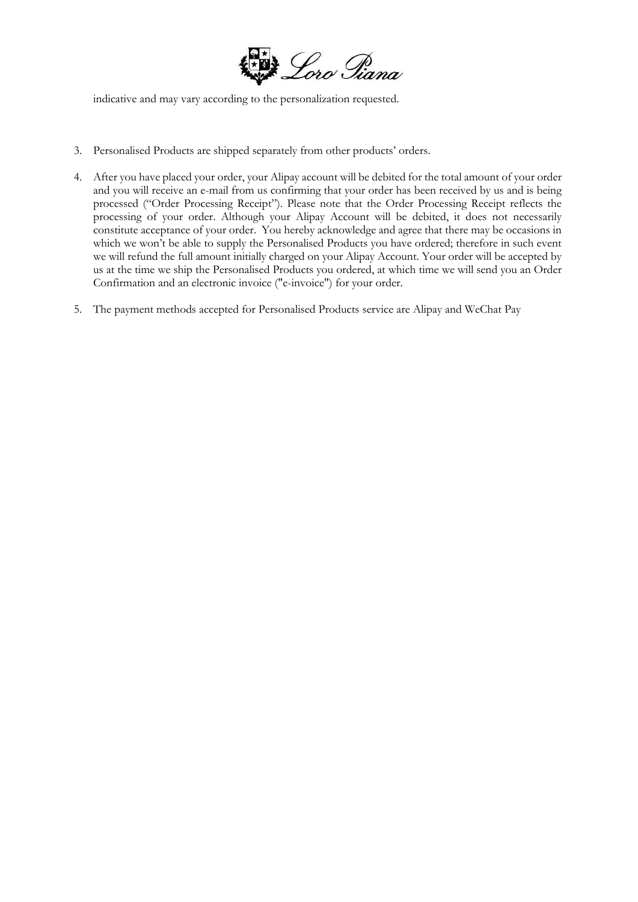indicative and may vary according to the personalization requested.

3. Personalised Products are shipped separately from other products' orders.

4. After you have placed your order, your Alipay account will be debited for the total amount of your order and you will receive an e-mail from us confirming that your order has been received by us and is being processed ("Order Processing Receipt"). Please note that the Order Processing Receipt reflects the processing of your order. Although your Alipay Account will be debited, it does not necessarily constitute acceptance of your order. You hereby acknowledge and agree that there may be occasions in which we won't be able to supply the Personalised Products you have ordered; therefore in such event we will refund the full amount initially charged on your Alipay Account. Your order will be accepted by us at the time we ship the Personalised Products you ordered, at which time we will send you an Order Confirmation and an electronic invoice ("e-invoice") for your order.

5. The payment methods accepted for Personalised Products service are Alipay and WeChat Pay